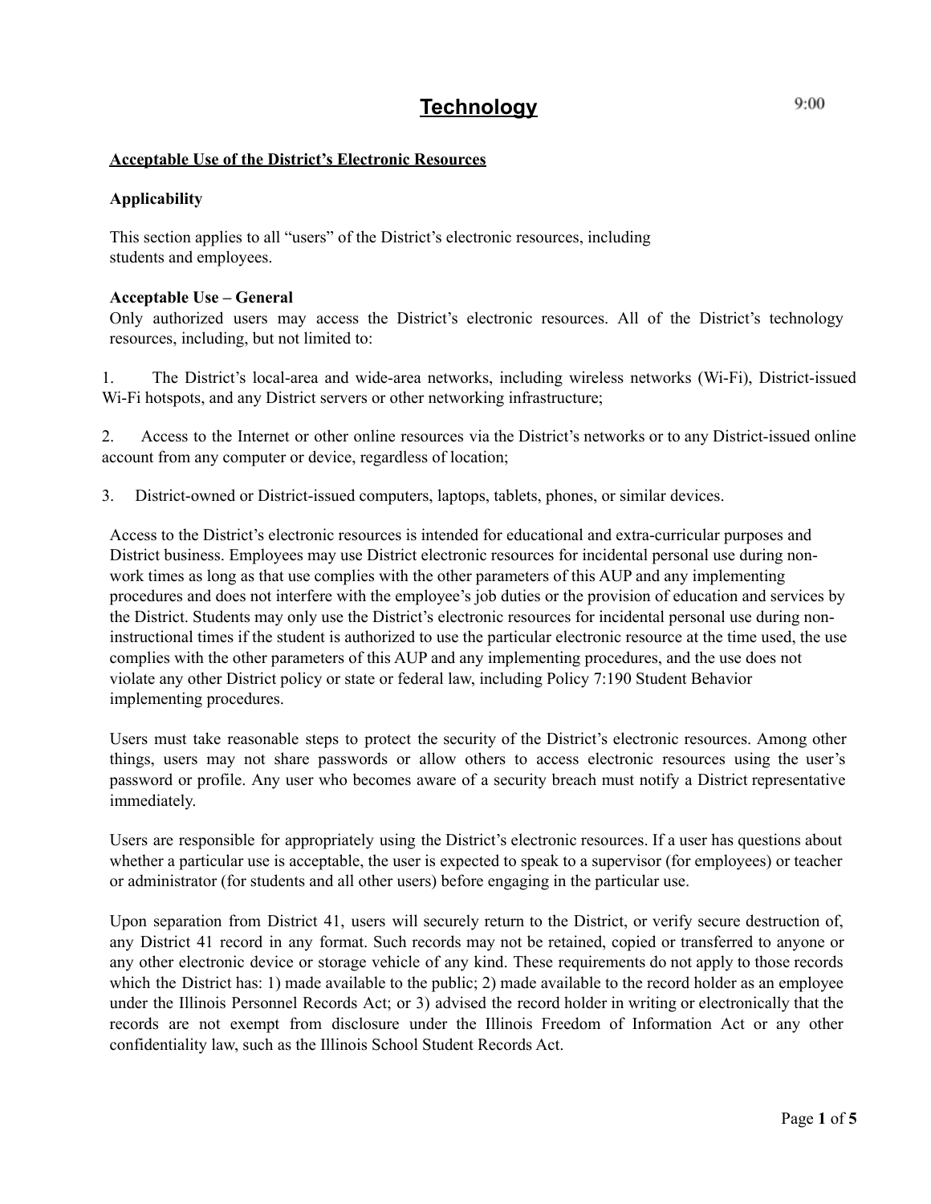# Technology

9:00

## Acceptable Use of the District's Electronic Resources

### Applicability

This section applies to all "users" of the District's electronic resources, including students and employees.

### Acceptable Use – General

Only authorized users may access the District's electronic resources. All of the District's technology resources, including, but not limited to:

1. The District's local-area and wide-area networks, including wireless networks (Wi-Fi), District-issued Wi-Fi hotspots, and any District servers or other networking infrastructure;

2. Access to the Internet or other online resources via the District's networks or to any District-issued online account from any computer or device, regardless of location;

3. District-owned or District-issued computers, laptops, tablets, phones, or similar devices.

Access to the District's electronic resources is intended for educational and extra-curricular purposes and District business. Employees may use District electronic resources for incidental personal use during non-work times as long as that use complies with the other parameters of this AUP and any implementing procedures and does not interfere with the employee's job duties or the provision of education and services by the District. Students may only use the District's electronic resources for incidental personal use during non-instructional times if the student is authorized to use the particular electronic resource at the time used, the use complies with the other parameters of this AUP and any implementing procedures, and the use does not violate any other District policy or state or federal law, including Policy 7:190 Student Behavior implementing procedures.

Users must take reasonable steps to protect the security of the District's electronic resources. Among other things, users may not share passwords or allow others to access electronic resources using the user's password or profile. Any user who becomes aware of a security breach must notify a District representative immediately.

Users are responsible for appropriately using the District's electronic resources. If a user has questions about whether a particular use is acceptable, the user is expected to speak to a supervisor (for employees) or teacher or administrator (for students and all other users) before engaging in the particular use.

Upon separation from District 41, users will securely return to the District, or verify secure destruction of, any District 41 record in any format. Such records may not be retained, copied or transferred to anyone or any other electronic device or storage vehicle of any kind. These requirements do not apply to those records which the District has: 1) made available to the public; 2) made available to the record holder as an employee under the Illinois Personnel Records Act; or 3) advised the record holder in writing or electronically that the records are not exempt from disclosure under the Illinois Freedom of Information Act or any other confidentiality law, such as the Illinois School Student Records Act.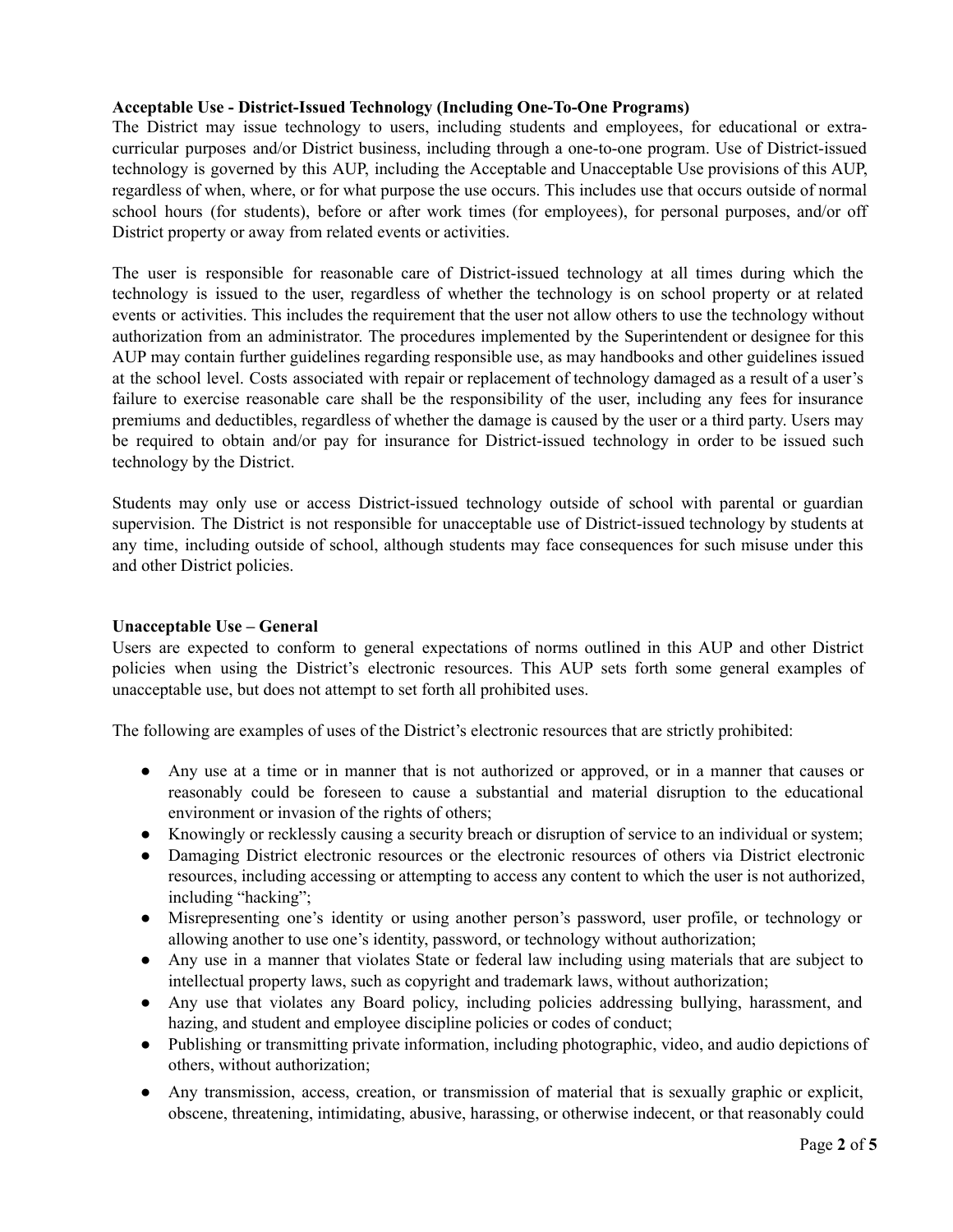**Acceptable Use - District-Issued Technology (Including One-To-One Programs)**

The District may issue technology to users, including students and employees, for educational or extra-curricular purposes and/or District business, including through a one-to-one program. Use of District-issued technology is governed by this AUP, including the Acceptable and Unacceptable Use provisions of this AUP, regardless of when, where, or for what purpose the use occurs. This includes use that occurs outside of normal school hours (for students), before or after work times (for employees), for personal purposes, and/or off District property or away from related events or activities.

The user is responsible for reasonable care of District-issued technology at all times during which the technology is issued to the user, regardless of whether the technology is on school property or at related events or activities. This includes the requirement that the user not allow others to use the technology without authorization from an administrator. The procedures implemented by the Superintendent or designee for this AUP may contain further guidelines regarding responsible use, as may handbooks and other guidelines issued at the school level. Costs associated with repair or replacement of technology damaged as a result of a user's failure to exercise reasonable care shall be the responsibility of the user, including any fees for insurance premiums and deductibles, regardless of whether the damage is caused by the user or a third party. Users may be required to obtain and/or pay for insurance for District-issued technology in order to be issued such technology by the District.

Students may only use or access District-issued technology outside of school with parental or guardian supervision. The District is not responsible for unacceptable use of District-issued technology by students at any time, including outside of school, although students may face consequences for such misuse under this and other District policies.

**Unacceptable Use – General**

Users are expected to conform to general expectations of norms outlined in this AUP and other District policies when using the District's electronic resources. This AUP sets forth some general examples of unacceptable use, but does not attempt to set forth all prohibited uses.

The following are examples of uses of the District's electronic resources that are strictly prohibited:

- Any use at a time or in manner that is not authorized or approved, or in a manner that causes or reasonably could be foreseen to cause a substantial and material disruption to the educational environment or invasion of the rights of others;
- Knowingly or recklessly causing a security breach or disruption of service to an individual or system;
- Damaging District electronic resources or the electronic resources of others via District electronic resources, including accessing or attempting to access any content to which the user is not authorized, including "hacking";
- Misrepresenting one's identity or using another person's password, user profile, or technology or allowing another to use one's identity, password, or technology without authorization;
- Any use in a manner that violates State or federal law including using materials that are subject to intellectual property laws, such as copyright and trademark laws, without authorization;
- Any use that violates any Board policy, including policies addressing bullying, harassment, and hazing, and student and employee discipline policies or codes of conduct;
- Publishing or transmitting private information, including photographic, video, and audio depictions of others, without authorization;
- Any transmission, access, creation, or transmission of material that is sexually graphic or explicit, obscene, threatening, intimidating, abusive, harassing, or otherwise indecent, or that reasonably could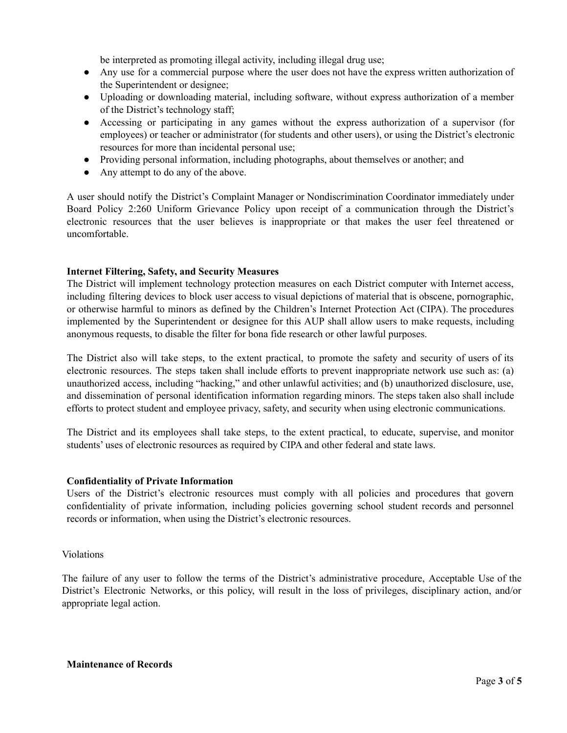be interpreted as promoting illegal activity, including illegal drug use;

- Any use for a commercial purpose where the user does not have the express written authorization of the Superintendent or designee;
- Uploading or downloading material, including software, without express authorization of a member of the District's technology staff;
- Accessing or participating in any games without the express authorization of a supervisor (for employees) or teacher or administrator (for students and other users), or using the District's electronic resources for more than incidental personal use;
- Providing personal information, including photographs, about themselves or another; and
- Any attempt to do any of the above.

A user should notify the District's Complaint Manager or Nondiscrimination Coordinator immediately under Board Policy 2:260 Uniform Grievance Policy upon receipt of a communication through the District's electronic resources that the user believes is inappropriate or that makes the user feel threatened or uncomfortable.

**Internet Filtering, Safety, and Security Measures**

The District will implement technology protection measures on each District computer with Internet access, including filtering devices to block user access to visual depictions of material that is obscene, pornographic, or otherwise harmful to minors as defined by the Children's Internet Protection Act (CIPA). The procedures implemented by the Superintendent or designee for this AUP shall allow users to make requests, including anonymous requests, to disable the filter for bona fide research or other lawful purposes.

The District also will take steps, to the extent practical, to promote the safety and security of users of its electronic resources. The steps taken shall include efforts to prevent inappropriate network use such as: (a) unauthorized access, including "hacking," and other unlawful activities; and (b) unauthorized disclosure, use, and dissemination of personal identification information regarding minors. The steps taken also shall include efforts to protect student and employee privacy, safety, and security when using electronic communications.

The District and its employees shall take steps, to the extent practical, to educate, supervise, and monitor students' uses of electronic resources as required by CIPA and other federal and state laws.

**Confidentiality of Private Information**

Users of the District's electronic resources must comply with all policies and procedures that govern confidentiality of private information, including policies governing school student records and personnel records or information, when using the District's electronic resources.

Violations

The failure of any user to follow the terms of the District's administrative procedure, Acceptable Use of the District's Electronic Networks, or this policy, will result in the loss of privileges, disciplinary action, and/or appropriate legal action.

**Maintenance of Records**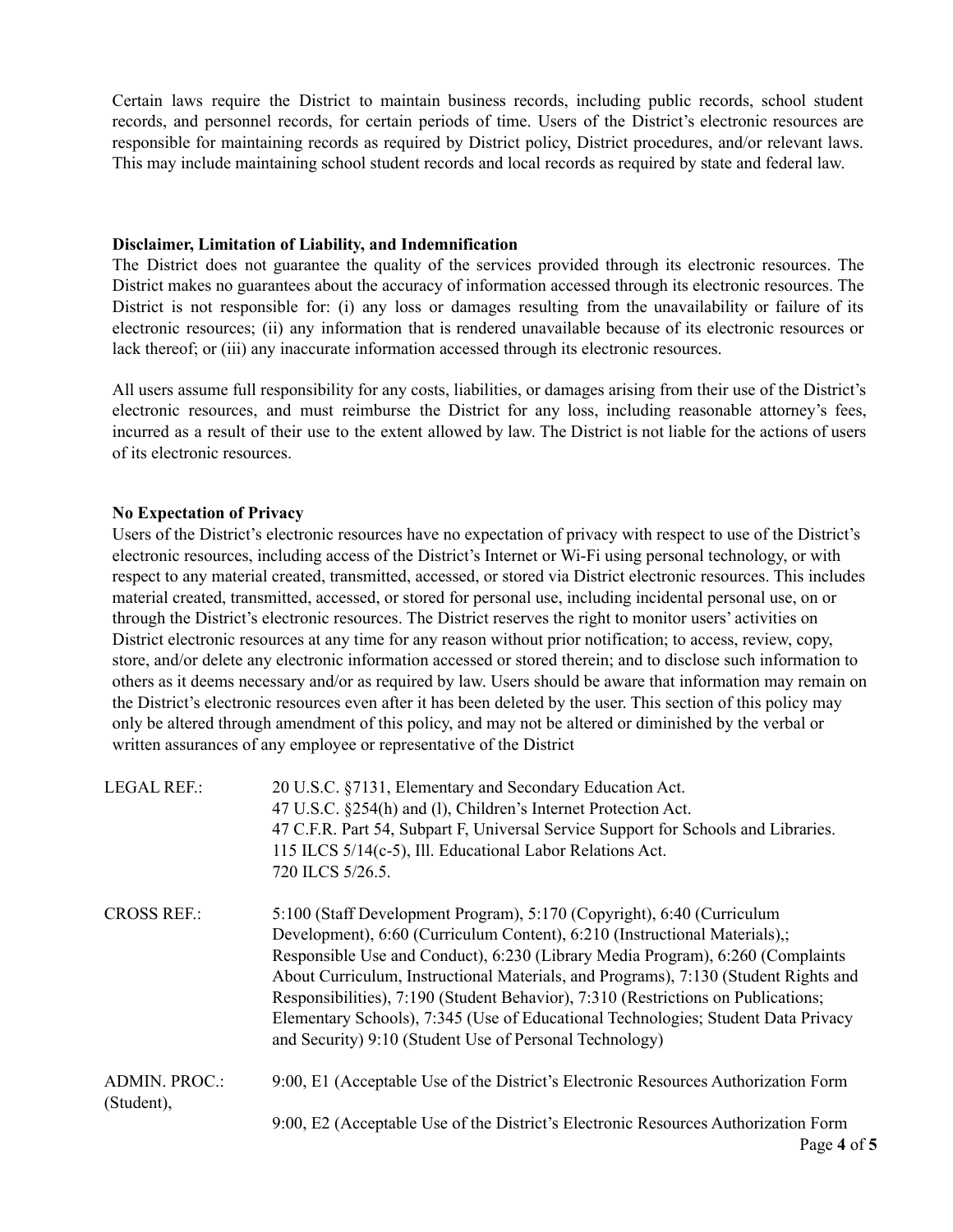Certain laws require the District to maintain business records, including public records, school student records, and personnel records, for certain periods of time. Users of the District's electronic resources are responsible for maintaining records as required by District policy, District procedures, and/or relevant laws. This may include maintaining school student records and local records as required by state and federal law.

**Disclaimer, Limitation of Liability, and Indemnification**

The District does not guarantee the quality of the services provided through its electronic resources. The District makes no guarantees about the accuracy of information accessed through its electronic resources. The District is not responsible for: (i) any loss or damages resulting from the unavailability or failure of its electronic resources; (ii) any information that is rendered unavailable because of its electronic resources or lack thereof; or (iii) any inaccurate information accessed through its electronic resources.

All users assume full responsibility for any costs, liabilities, or damages arising from their use of the District's electronic resources, and must reimburse the District for any loss, including reasonable attorney's fees, incurred as a result of their use to the extent allowed by law. The District is not liable for the actions of users of its electronic resources.

**No Expectation of Privacy**

Users of the District's electronic resources have no expectation of privacy with respect to use of the District's electronic resources, including access of the District's Internet or Wi-Fi using personal technology, or with respect to any material created, transmitted, accessed, or stored via District electronic resources. This includes material created, transmitted, accessed, or stored for personal use, including incidental personal use, on or through the District's electronic resources. The District reserves the right to monitor users' activities on District electronic resources at any time for any reason without prior notification; to access, review, copy, store, and/or delete any electronic information accessed or stored therein; and to disclose such information to others as it deems necessary and/or as required by law. Users should be aware that information may remain on the District's electronic resources even after it has been deleted by the user. This section of this policy may only be altered through amendment of this policy, and may not be altered or diminished by the verbal or written assurances of any employee or representative of the District

LEGAL REF.:
20 U.S.C. §7131, Elementary and Secondary Education Act.
47 U.S.C. §254(h) and (l), Children's Internet Protection Act.
47 C.F.R. Part 54, Subpart F, Universal Service Support for Schools and Libraries.
115 ILCS 5/14(c-5), Ill. Educational Labor Relations Act.
720 ILCS 5/26.5.

CROSS REF.:
5:100 (Staff Development Program), 5:170 (Copyright), 6:40 (Curriculum Development), 6:60 (Curriculum Content), 6:210 (Instructional Materials),; Responsible Use and Conduct), 6:230 (Library Media Program), 6:260 (Complaints About Curriculum, Instructional Materials, and Programs), 7:130 (Student Rights and Responsibilities), 7:190 (Student Behavior), 7:310 (Restrictions on Publications; Elementary Schools), 7:345 (Use of Educational Technologies; Student Data Privacy and Security) 9:10 (Student Use of Personal Technology)

ADMIN. PROC.: (Student),
9:00, E1 (Acceptable Use of the District's Electronic Resources Authorization Form

9:00, E2 (Acceptable Use of the District's Electronic Resources Authorization Form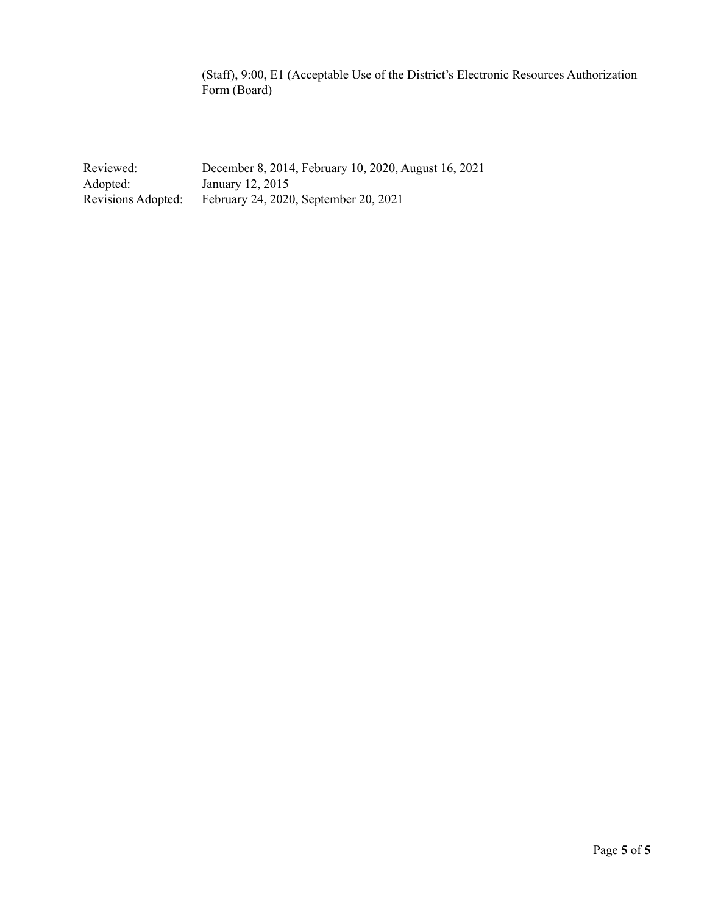(Staff), 9:00, E1 (Acceptable Use of the District's Electronic Resources Authorization Form (Board)

Reviewed: December 8, 2014, February 10, 2020, August 16, 2021
Adopted: January 12, 2015
Revisions Adopted: February 24, 2020, September 20, 2021